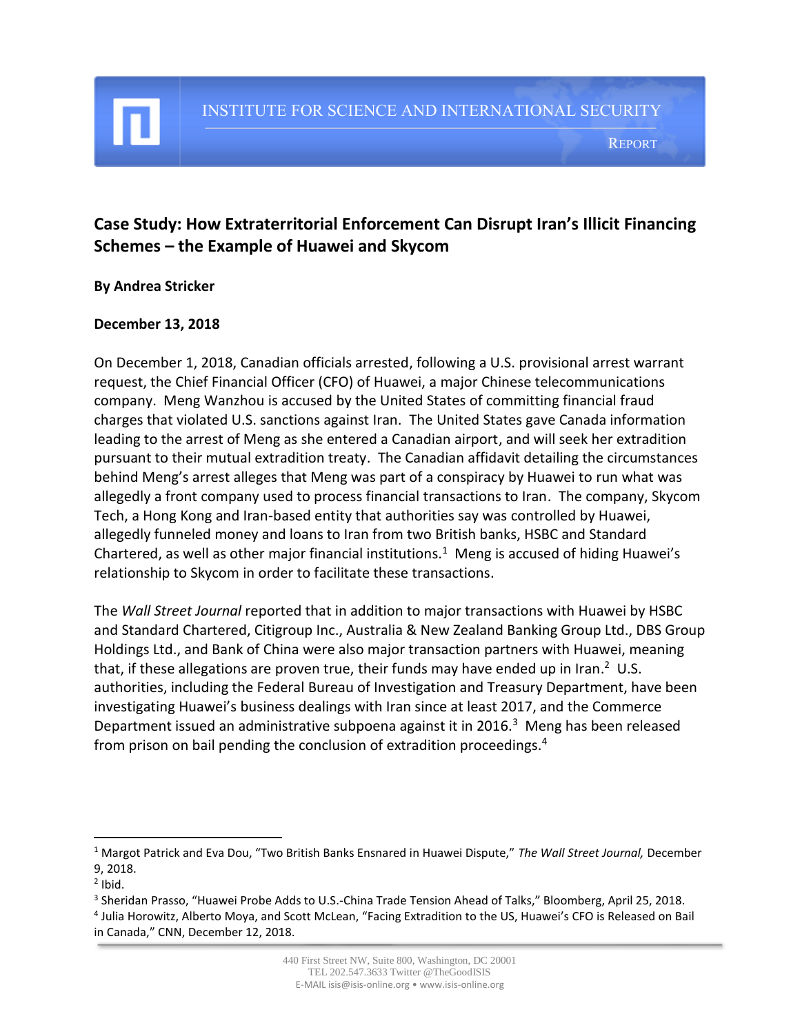INSTITUTE FOR SCIENCE AND INTERNATIONAL SECURITY

REPORT

# Case Study: How Extraterritorial Enforcement Can Disrupt Iran's Illicit Financing Schemes – the Example of Huawei and Skycom

**By Andrea Stricker**

**December 13, 2018**

On December 1, 2018, Canadian officials arrested, following a U.S. provisional arrest warrant request, the Chief Financial Officer (CFO) of Huawei, a major Chinese telecommunications company. Meng Wanzhou is accused by the United States of committing financial fraud charges that violated U.S. sanctions against Iran. The United States gave Canada information leading to the arrest of Meng as she entered a Canadian airport, and will seek her extradition pursuant to their mutual extradition treaty. The Canadian affidavit detailing the circumstances behind Meng's arrest alleges that Meng was part of a conspiracy by Huawei to run what was allegedly a front company used to process financial transactions to Iran. The company, Skycom Tech, a Hong Kong and Iran-based entity that authorities say was controlled by Huawei, allegedly funneled money and loans to Iran from two British banks, HSBC and Standard Chartered, as well as other major financial institutions.[1] Meng is accused of hiding Huawei's relationship to Skycom in order to facilitate these transactions.

The *Wall Street Journal* reported that in addition to major transactions with Huawei by HSBC and Standard Chartered, Citigroup Inc., Australia & New Zealand Banking Group Ltd., DBS Group Holdings Ltd., and Bank of China were also major transaction partners with Huawei, meaning that, if these allegations are proven true, their funds may have ended up in Iran.[2] U.S. authorities, including the Federal Bureau of Investigation and Treasury Department, have been investigating Huawei's business dealings with Iran since at least 2017, and the Commerce Department issued an administrative subpoena against it in 2016.[3] Meng has been released from prison on bail pending the conclusion of extradition proceedings.[4]

---

[1] Margot Patrick and Eva Dou, "Two British Banks Ensnared in Huawei Dispute," *The Wall Street Journal,* December 9, 2018.

[2] Ibid.

[3] Sheridan Prasso, "Huawei Probe Adds to U.S.-China Trade Tension Ahead of Talks," Bloomberg, April 25, 2018.

[4] Julia Horowitz, Alberto Moya, and Scott McLean, "Facing Extradition to the US, Huawei's CFO is Released on Bail in Canada," CNN, December 12, 2018.

440 First Street NW, Suite 800, Washington, DC 20001
TEL 202.547.3633 Twitter @TheGoodISIS
E-MAIL isis@isis-online.org • www.isis-online.org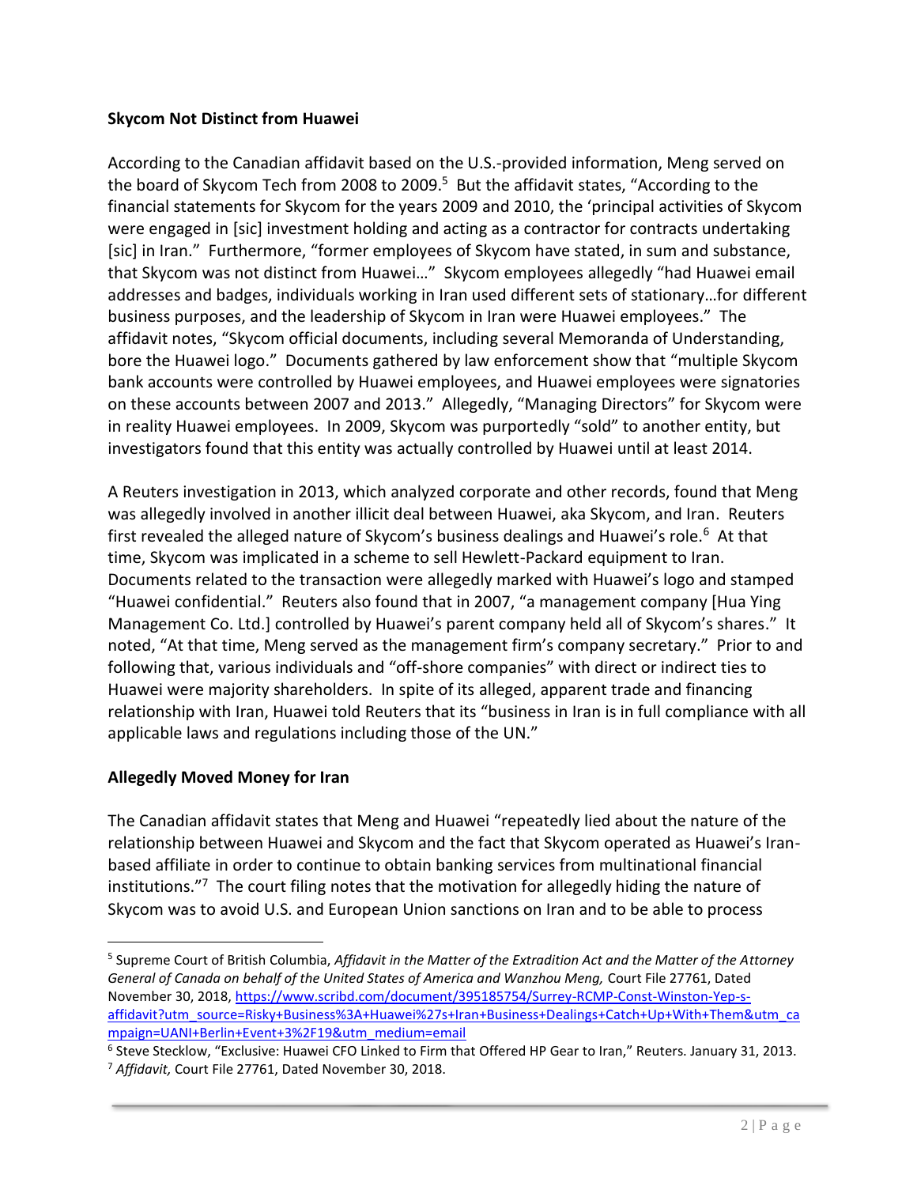**Skycom Not Distinct from Huawei**

According to the Canadian affidavit based on the U.S.-provided information, Meng served on the board of Skycom Tech from 2008 to 2009.[5] But the affidavit states, "According to the financial statements for Skycom for the years 2009 and 2010, the 'principal activities of Skycom were engaged in [sic] investment holding and acting as a contractor for contracts undertaking [sic] in Iran." Furthermore, "former employees of Skycom have stated, in sum and substance, that Skycom was not distinct from Huawei…" Skycom employees allegedly "had Huawei email addresses and badges, individuals working in Iran used different sets of stationary…for different business purposes, and the leadership of Skycom in Iran were Huawei employees." The affidavit notes, "Skycom official documents, including several Memoranda of Understanding, bore the Huawei logo." Documents gathered by law enforcement show that "multiple Skycom bank accounts were controlled by Huawei employees, and Huawei employees were signatories on these accounts between 2007 and 2013." Allegedly, "Managing Directors" for Skycom were in reality Huawei employees. In 2009, Skycom was purportedly "sold" to another entity, but investigators found that this entity was actually controlled by Huawei until at least 2014.

A Reuters investigation in 2013, which analyzed corporate and other records, found that Meng was allegedly involved in another illicit deal between Huawei, aka Skycom, and Iran. Reuters first revealed the alleged nature of Skycom's business dealings and Huawei's role.[6] At that time, Skycom was implicated in a scheme to sell Hewlett-Packard equipment to Iran. Documents related to the transaction were allegedly marked with Huawei's logo and stamped "Huawei confidential." Reuters also found that in 2007, "a management company [Hua Ying Management Co. Ltd.] controlled by Huawei's parent company held all of Skycom's shares." It noted, "At that time, Meng served as the management firm's company secretary." Prior to and following that, various individuals and "off-shore companies" with direct or indirect ties to Huawei were majority shareholders. In spite of its alleged, apparent trade and financing relationship with Iran, Huawei told Reuters that its "business in Iran is in full compliance with all applicable laws and regulations including those of the UN."

**Allegedly Moved Money for Iran**

The Canadian affidavit states that Meng and Huawei "repeatedly lied about the nature of the relationship between Huawei and Skycom and the fact that Skycom operated as Huawei's Iran-based affiliate in order to continue to obtain banking services from multinational financial institutions."[7] The court filing notes that the motivation for allegedly hiding the nature of Skycom was to avoid U.S. and European Union sanctions on Iran and to be able to process

---

[5] Supreme Court of British Columbia, *Affidavit in the Matter of the Extradition Act and the Matter of the Attorney General of Canada on behalf of the United States of America and Wanzhou Meng,* Court File 27761, Dated November 30, 2018, https://www.scribd.com/document/395185754/Surrey-RCMP-Const-Winston-Yep-s-affidavit?utm_source=Risky+Business%3A+Huawei%27s+Iran+Business+Dealings+Catch+Up+With+Them&utm_campaign=UANI+Berlin+Event+3%2F19&utm_medium=email

[6] Steve Stecklow, "Exclusive: Huawei CFO Linked to Firm that Offered HP Gear to Iran," Reuters. January 31, 2013.

[7] *Affidavit,* Court File 27761, Dated November 30, 2018.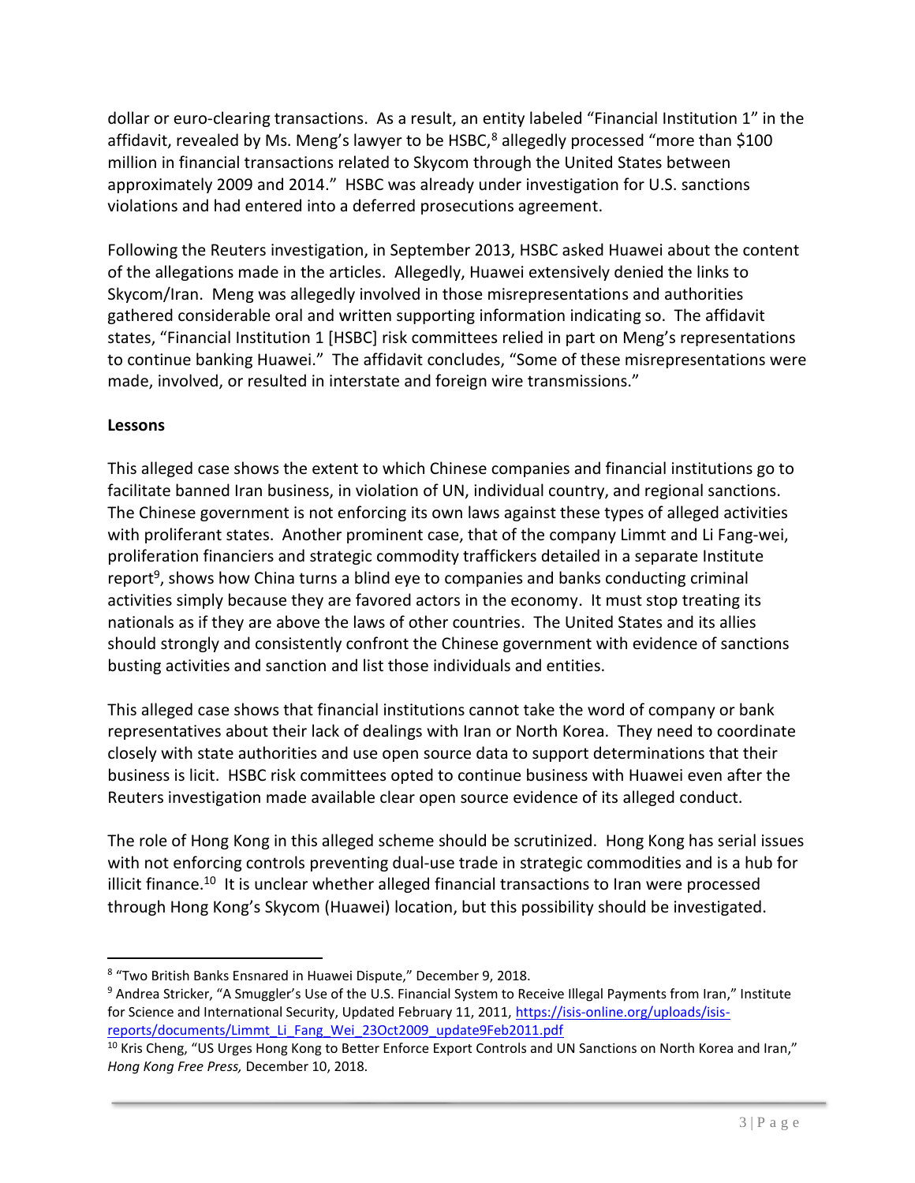dollar or euro-clearing transactions. As a result, an entity labeled "Financial Institution 1" in the affidavit, revealed by Ms. Meng's lawyer to be HSBC,[8] allegedly processed "more than $100 million in financial transactions related to Skycom through the United States between approximately 2009 and 2014." HSBC was already under investigation for U.S. sanctions violations and had entered into a deferred prosecutions agreement.

Following the Reuters investigation, in September 2013, HSBC asked Huawei about the content of the allegations made in the articles. Allegedly, Huawei extensively denied the links to Skycom/Iran. Meng was allegedly involved in those misrepresentations and authorities gathered considerable oral and written supporting information indicating so. The affidavit states, "Financial Institution 1 [HSBC] risk committees relied in part on Meng's representations to continue banking Huawei." The affidavit concludes, "Some of these misrepresentations were made, involved, or resulted in interstate and foreign wire transmissions."

**Lessons**

This alleged case shows the extent to which Chinese companies and financial institutions go to facilitate banned Iran business, in violation of UN, individual country, and regional sanctions. The Chinese government is not enforcing its own laws against these types of alleged activities with proliferant states. Another prominent case, that of the company Limmt and Li Fang-wei, proliferation financiers and strategic commodity traffickers detailed in a separate Institute report[9], shows how China turns a blind eye to companies and banks conducting criminal activities simply because they are favored actors in the economy. It must stop treating its nationals as if they are above the laws of other countries. The United States and its allies should strongly and consistently confront the Chinese government with evidence of sanctions busting activities and sanction and list those individuals and entities.

This alleged case shows that financial institutions cannot take the word of company or bank representatives about their lack of dealings with Iran or North Korea. They need to coordinate closely with state authorities and use open source data to support determinations that their business is licit. HSBC risk committees opted to continue business with Huawei even after the Reuters investigation made available clear open source evidence of its alleged conduct.

The role of Hong Kong in this alleged scheme should be scrutinized. Hong Kong has serial issues with not enforcing controls preventing dual-use trade in strategic commodities and is a hub for illicit finance.[10] It is unclear whether alleged financial transactions to Iran were processed through Hong Kong's Skycom (Huawei) location, but this possibility should be investigated.

---

[8] "Two British Banks Ensnared in Huawei Dispute," December 9, 2018.

[9] Andrea Stricker, "A Smuggler's Use of the U.S. Financial System to Receive Illegal Payments from Iran," Institute for Science and International Security, Updated February 11, 2011, https://isis-online.org/uploads/isis-reports/documents/Limmt_Li_Fang_Wei_23Oct2009_update9Feb2011.pdf

[10] Kris Cheng, "US Urges Hong Kong to Better Enforce Export Controls and UN Sanctions on North Korea and Iran," *Hong Kong Free Press,* December 10, 2018.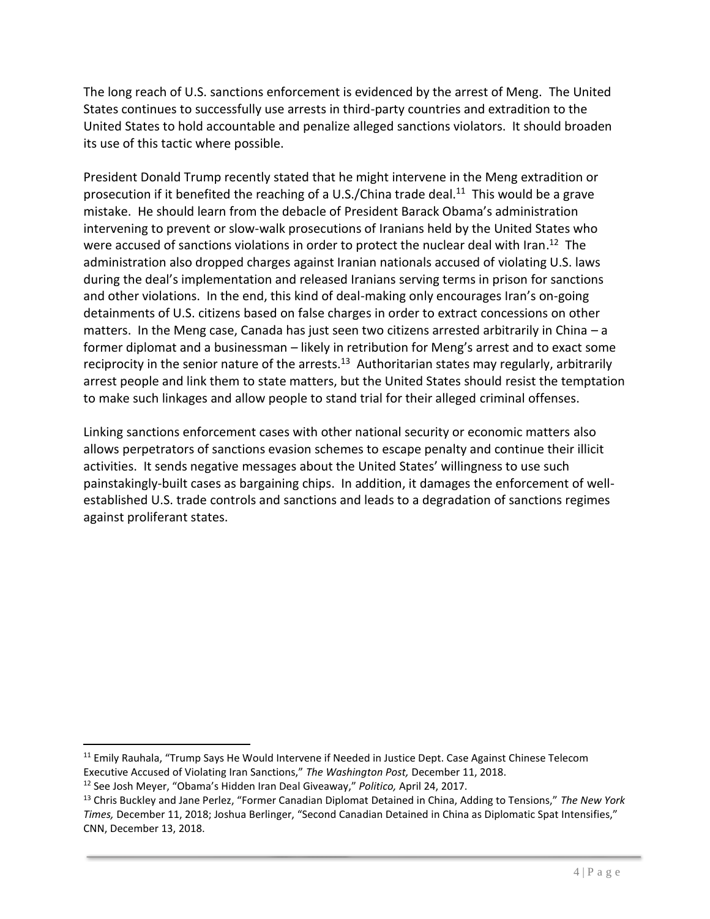The long reach of U.S. sanctions enforcement is evidenced by the arrest of Meng. The United States continues to successfully use arrests in third-party countries and extradition to the United States to hold accountable and penalize alleged sanctions violators. It should broaden its use of this tactic where possible.

President Donald Trump recently stated that he might intervene in the Meng extradition or prosecution if it benefited the reaching of a U.S./China trade deal.[11] This would be a grave mistake. He should learn from the debacle of President Barack Obama's administration intervening to prevent or slow-walk prosecutions of Iranians held by the United States who were accused of sanctions violations in order to protect the nuclear deal with Iran.[12] The administration also dropped charges against Iranian nationals accused of violating U.S. laws during the deal's implementation and released Iranians serving terms in prison for sanctions and other violations. In the end, this kind of deal-making only encourages Iran's on-going detainments of U.S. citizens based on false charges in order to extract concessions on other matters. In the Meng case, Canada has just seen two citizens arrested arbitrarily in China – a former diplomat and a businessman – likely in retribution for Meng's arrest and to exact some reciprocity in the senior nature of the arrests.[13] Authoritarian states may regularly, arbitrarily arrest people and link them to state matters, but the United States should resist the temptation to make such linkages and allow people to stand trial for their alleged criminal offenses.

Linking sanctions enforcement cases with other national security or economic matters also allows perpetrators of sanctions evasion schemes to escape penalty and continue their illicit activities. It sends negative messages about the United States' willingness to use such painstakingly-built cases as bargaining chips. In addition, it damages the enforcement of well-established U.S. trade controls and sanctions and leads to a degradation of sanctions regimes against proliferant states.

---

[11] Emily Rauhala, "Trump Says He Would Intervene if Needed in Justice Dept. Case Against Chinese Telecom Executive Accused of Violating Iran Sanctions," *The Washington Post,* December 11, 2018.

[12] See Josh Meyer, "Obama's Hidden Iran Deal Giveaway," *Politico,* April 24, 2017.

[13] Chris Buckley and Jane Perlez, "Former Canadian Diplomat Detained in China, Adding to Tensions," *The New York Times,* December 11, 2018; Joshua Berlinger, "Second Canadian Detained in China as Diplomatic Spat Intensifies," CNN, December 13, 2018.